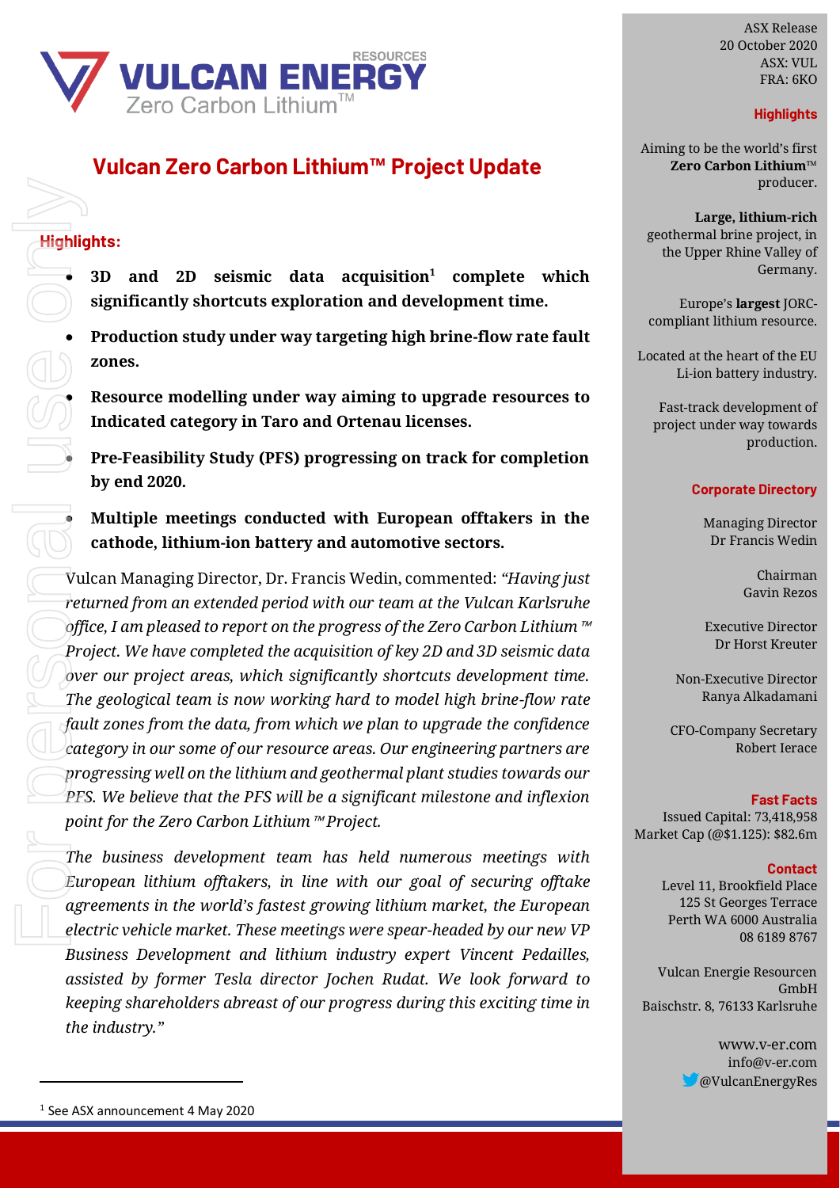# Vulcan Zero Carbon Lithium™ Project Update

ASX Release
20 October 2020
ASX: VUL
FRA: 6KO

## Highlights:

- **3D and 2D seismic data acquisition[1] complete which significantly shortcuts exploration and development time.**
- **Production study under way targeting high brine-flow rate fault zones.**
- **Resource modelling under way aiming to upgrade resources to Indicated category in Taro and Ortenau licenses.**
- **Pre-Feasibility Study (PFS) progressing on track for completion by end 2020.**
- **Multiple meetings conducted with European offtakers in the cathode, lithium-ion battery and automotive sectors.**

Vulcan Managing Director, Dr. Francis Wedin, commented: *"Having just returned from an extended period with our team at the Vulcan Karlsruhe office, I am pleased to report on the progress of the Zero Carbon Lithium ™ Project. We have completed the acquisition of key 2D and 3D seismic data over our project areas, which significantly shortcuts development time. The geological team is now working hard to model high brine-flow rate fault zones from the data, from which we plan to upgrade the confidence category in our some of our resource areas. Our engineering partners are progressing well on the lithium and geothermal plant studies towards our PFS. We believe that the PFS will be a significant milestone and inflexion point for the Zero Carbon Lithium ™ Project.*

*The business development team has held numerous meetings with European lithium offtakers, in line with our goal of securing offtake agreements in the world's fastest growing lithium market, the European electric vehicle market. These meetings were spear-headed by our new VP Business Development and lithium industry expert Vincent Pedailles, assisted by former Tesla director Jochen Rudat. We look forward to keeping shareholders abreast of our progress during this exciting time in the industry."*

[1] See ASX announcement 4 May 2020

### Highlights

Aiming to be the world's first **Zero Carbon Lithium**™ producer.

**Large, lithium-rich** geothermal brine project, in the Upper Rhine Valley of Germany.

Europe's **largest** JORC-compliant lithium resource.

Located at the heart of the EU Li-ion battery industry.

Fast-track development of project under way towards production.

### Corporate Directory

Managing Director
Dr Francis Wedin

Chairman
Gavin Rezos

Executive Director
Dr Horst Kreuter

Non-Executive Director
Ranya Alkadamani

CFO-Company Secretary
Robert Ierace

### Fast Facts

Issued Capital: 73,418,958
Market Cap (@$1.125): $82.6m

### Contact

Level 11, Brookfield Place
125 St Georges Terrace
Perth WA 6000 Australia
08 6189 8767

Vulcan Energie Resourcen GmbH
Baischstr. 8, 76133 Karlsruhe

www.v-er.com
info@v-er.com
@VulcanEnergyRes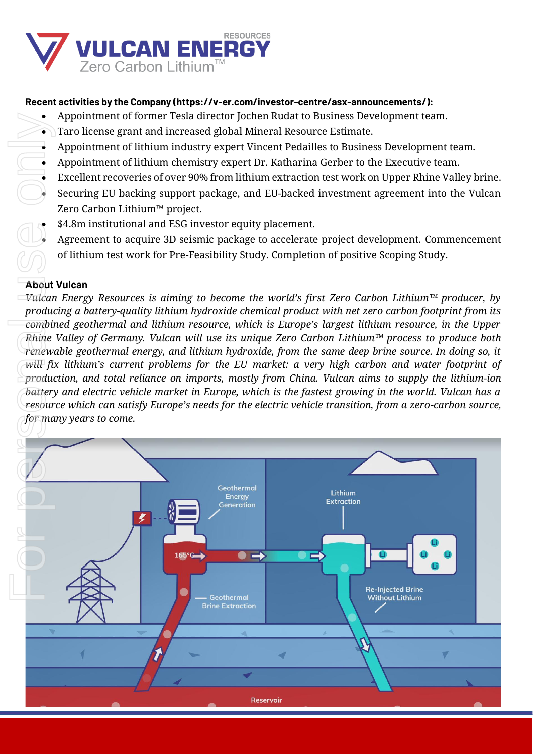**Recent activities by the Company (https://v-er.com/investor-centre/asx-announcements/):**

- Appointment of former Tesla director Jochen Rudat to Business Development team.
- Taro license grant and increased global Mineral Resource Estimate.
- Appointment of lithium industry expert Vincent Pedailles to Business Development team.
- Appointment of lithium chemistry expert Dr. Katharina Gerber to the Executive team.
- Excellent recoveries of over 90% from lithium extraction test work on Upper Rhine Valley brine.
- Securing EU backing support package, and EU-backed investment agreement into the Vulcan Zero Carbon Lithium™ project.
- $4.8m institutional and ESG investor equity placement.
- Agreement to acquire 3D seismic package to accelerate project development. Commencement of lithium test work for Pre-Feasibility Study. Completion of positive Scoping Study.

**About Vulcan**

*Vulcan Energy Resources is aiming to become the world's first Zero Carbon Lithium™ producer, by producing a battery-quality lithium hydroxide chemical product with net zero carbon footprint from its combined geothermal and lithium resource, which is Europe's largest lithium resource, in the Upper Rhine Valley of Germany. Vulcan will use its unique Zero Carbon Lithium™ process to produce both renewable geothermal energy, and lithium hydroxide, from the same deep brine source. In doing so, it will fix lithium's current problems for the EU market: a very high carbon and water footprint of production, and total reliance on imports, mostly from China. Vulcan aims to supply the lithium-ion battery and electric vehicle market in Europe, which is the fastest growing in the world. Vulcan has a resource which can satisfy Europe's needs for the electric vehicle transition, from a zero-carbon source, for many years to come.*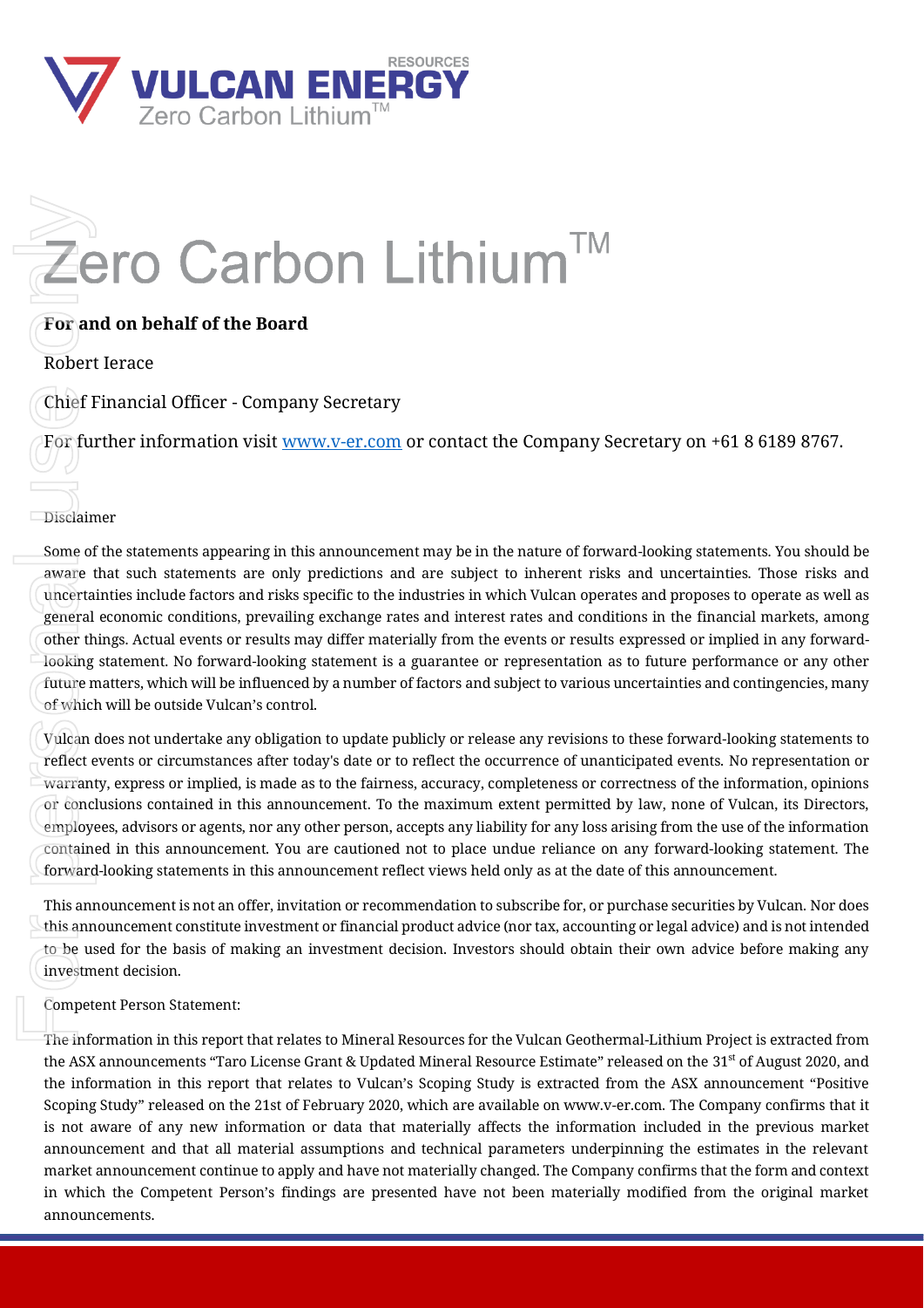# Zero Carbon Lithium™

**For and on behalf of the Board**

Robert Ierace

Chief Financial Officer - Company Secretary

For further information visit www.v-er.com or contact the Company Secretary on +61 8 6189 8767.

Disclaimer

Some of the statements appearing in this announcement may be in the nature of forward-looking statements. You should be aware that such statements are only predictions and are subject to inherent risks and uncertainties. Those risks and uncertainties include factors and risks specific to the industries in which Vulcan operates and proposes to operate as well as general economic conditions, prevailing exchange rates and interest rates and conditions in the financial markets, among other things. Actual events or results may differ materially from the events or results expressed or implied in any forward-looking statement. No forward-looking statement is a guarantee or representation as to future performance or any other future matters, which will be influenced by a number of factors and subject to various uncertainties and contingencies, many of which will be outside Vulcan's control.

Vulcan does not undertake any obligation to update publicly or release any revisions to these forward-looking statements to reflect events or circumstances after today's date or to reflect the occurrence of unanticipated events. No representation or warranty, express or implied, is made as to the fairness, accuracy, completeness or correctness of the information, opinions or conclusions contained in this announcement. To the maximum extent permitted by law, none of Vulcan, its Directors, employees, advisors or agents, nor any other person, accepts any liability for any loss arising from the use of the information contained in this announcement. You are cautioned not to place undue reliance on any forward-looking statement. The forward-looking statements in this announcement reflect views held only as at the date of this announcement.

This announcement is not an offer, invitation or recommendation to subscribe for, or purchase securities by Vulcan. Nor does this announcement constitute investment or financial product advice (nor tax, accounting or legal advice) and is not intended to be used for the basis of making an investment decision. Investors should obtain their own advice before making any investment decision.

Competent Person Statement:

The information in this report that relates to Mineral Resources for the Vulcan Geothermal-Lithium Project is extracted from the ASX announcements "Taro License Grant & Updated Mineral Resource Estimate" released on the 31st of August 2020, and the information in this report that relates to Vulcan's Scoping Study is extracted from the ASX announcement "Positive Scoping Study" released on the 21st of February 2020, which are available on www.v-er.com. The Company confirms that it is not aware of any new information or data that materially affects the information included in the previous market announcement and that all material assumptions and technical parameters underpinning the estimates in the relevant market announcement continue to apply and have not materially changed. The Company confirms that the form and context in which the Competent Person's findings are presented have not been materially modified from the original market announcements.